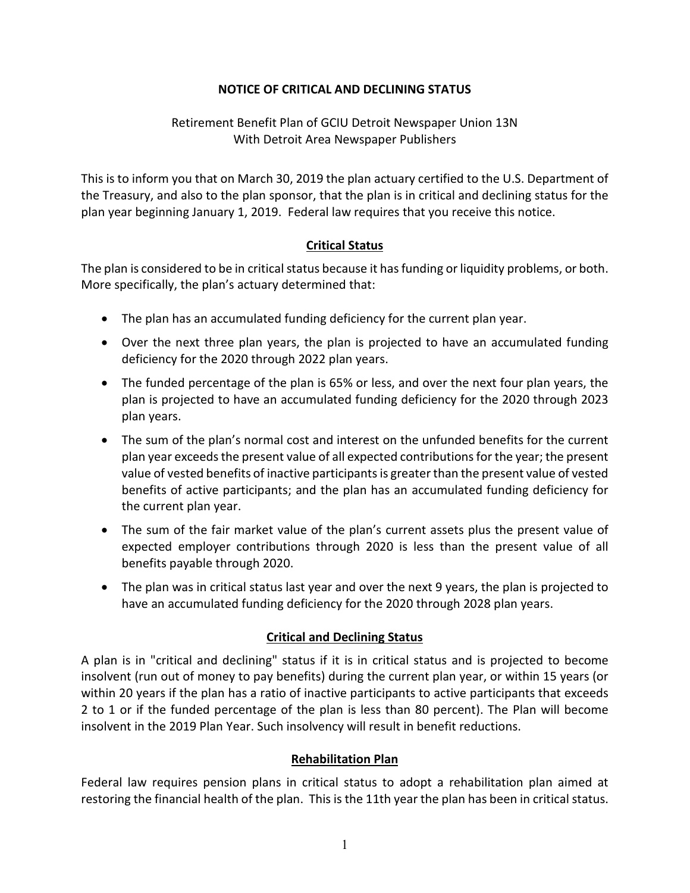# NOTICE OF CRITICAL AND DECLINING STATUS

Retirement Benefit Plan of GCIU Detroit Newspaper Union 13N
With Detroit Area Newspaper Publishers

This is to inform you that on March 30, 2019 the plan actuary certified to the U.S. Department of the Treasury, and also to the plan sponsor, that the plan is in critical and declining status for the plan year beginning January 1, 2019. Federal law requires that you receive this notice.

## Critical Status

The plan is considered to be in critical status because it has funding or liquidity problems, or both. More specifically, the plan's actuary determined that:

- The plan has an accumulated funding deficiency for the current plan year.
- Over the next three plan years, the plan is projected to have an accumulated funding deficiency for the 2020 through 2022 plan years.
- The funded percentage of the plan is 65% or less, and over the next four plan years, the plan is projected to have an accumulated funding deficiency for the 2020 through 2023 plan years.
- The sum of the plan's normal cost and interest on the unfunded benefits for the current plan year exceeds the present value of all expected contributions for the year; the present value of vested benefits of inactive participants is greater than the present value of vested benefits of active participants; and the plan has an accumulated funding deficiency for the current plan year.
- The sum of the fair market value of the plan's current assets plus the present value of expected employer contributions through 2020 is less than the present value of all benefits payable through 2020.
- The plan was in critical status last year and over the next 9 years, the plan is projected to have an accumulated funding deficiency for the 2020 through 2028 plan years.

## Critical and Declining Status

A plan is in "critical and declining" status if it is in critical status and is projected to become insolvent (run out of money to pay benefits) during the current plan year, or within 15 years (or within 20 years if the plan has a ratio of inactive participants to active participants that exceeds 2 to 1 or if the funded percentage of the plan is less than 80 percent). The Plan will become insolvent in the 2019 Plan Year. Such insolvency will result in benefit reductions.

## Rehabilitation Plan

Federal law requires pension plans in critical status to adopt a rehabilitation plan aimed at restoring the financial health of the plan. This is the 11th year the plan has been in critical status.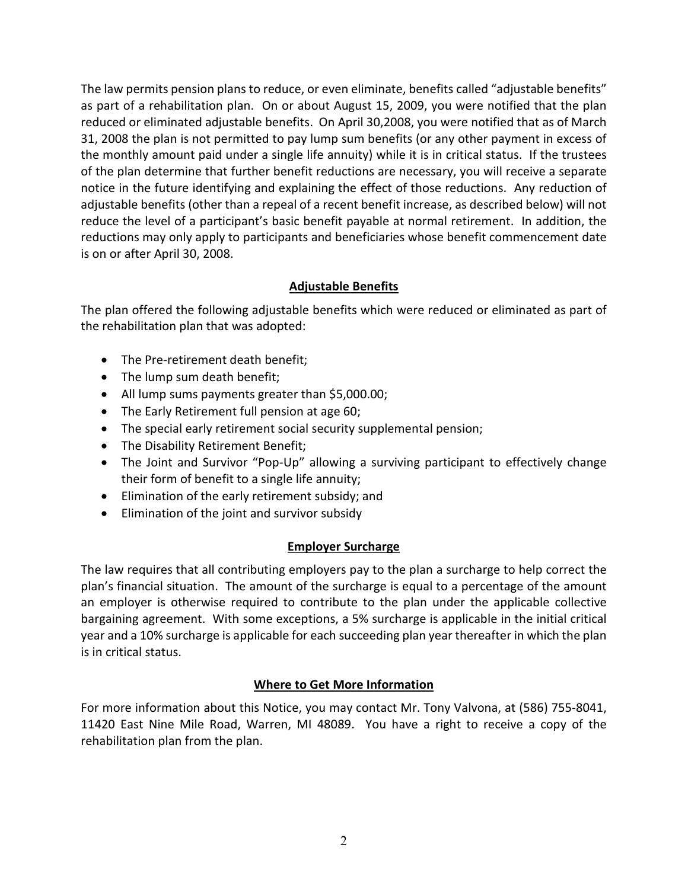The law permits pension plans to reduce, or even eliminate, benefits called "adjustable benefits" as part of a rehabilitation plan. On or about August 15, 2009, you were notified that the plan reduced or eliminated adjustable benefits. On April 30,2008, you were notified that as of March 31, 2008 the plan is not permitted to pay lump sum benefits (or any other payment in excess of the monthly amount paid under a single life annuity) while it is in critical status. If the trustees of the plan determine that further benefit reductions are necessary, you will receive a separate notice in the future identifying and explaining the effect of those reductions. Any reduction of adjustable benefits (other than a repeal of a recent benefit increase, as described below) will not reduce the level of a participant's basic benefit payable at normal retirement. In addition, the reductions may only apply to participants and beneficiaries whose benefit commencement date is on or after April 30, 2008.

## Adjustable Benefits

The plan offered the following adjustable benefits which were reduced or eliminated as part of the rehabilitation plan that was adopted:

- The Pre-retirement death benefit;
- The lump sum death benefit;
- All lump sums payments greater than $5,000.00;
- The Early Retirement full pension at age 60;
- The special early retirement social security supplemental pension;
- The Disability Retirement Benefit;
- The Joint and Survivor "Pop-Up" allowing a surviving participant to effectively change their form of benefit to a single life annuity;
- Elimination of the early retirement subsidy; and
- Elimination of the joint and survivor subsidy

## Employer Surcharge

The law requires that all contributing employers pay to the plan a surcharge to help correct the plan's financial situation. The amount of the surcharge is equal to a percentage of the amount an employer is otherwise required to contribute to the plan under the applicable collective bargaining agreement. With some exceptions, a 5% surcharge is applicable in the initial critical year and a 10% surcharge is applicable for each succeeding plan year thereafter in which the plan is in critical status.

## Where to Get More Information

For more information about this Notice, you may contact Mr. Tony Valvona, at (586) 755-8041, 11420 East Nine Mile Road, Warren, MI 48089. You have a right to receive a copy of the rehabilitation plan from the plan.